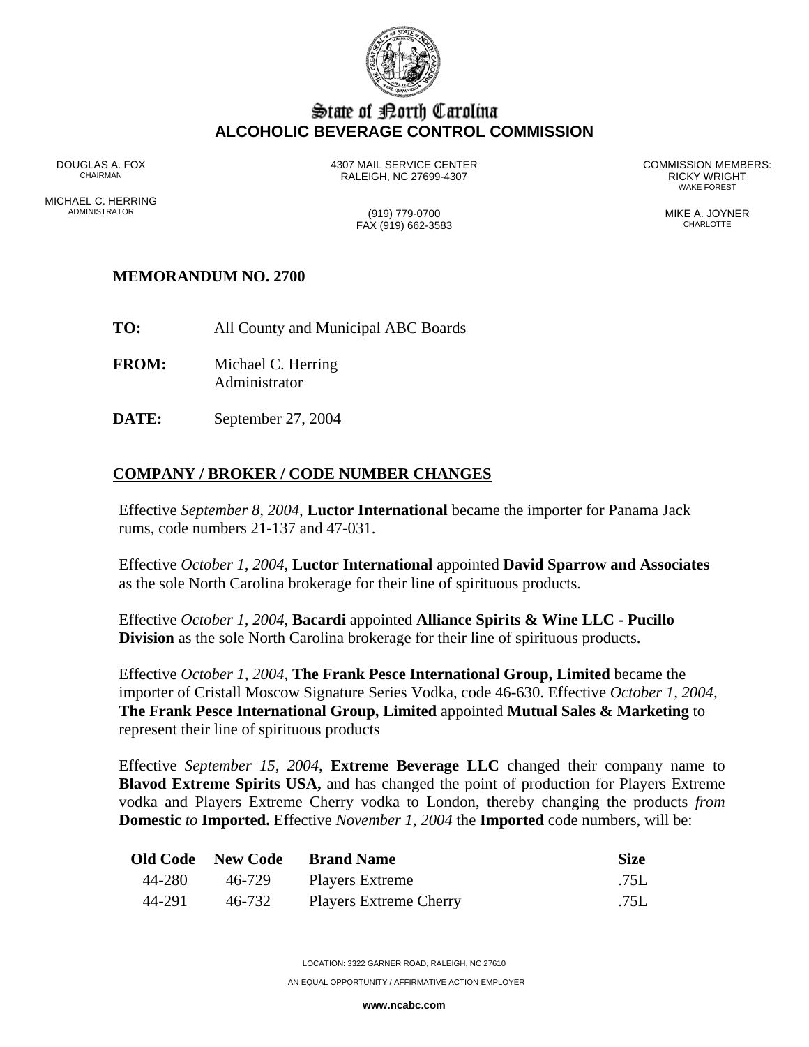# State of North Carolina
## ALCOHOLIC BEVERAGE CONTROL COMMISSION

DOUGLAS A. FOX
CHAIRMAN

MICHAEL C. HERRING
ADMINISTRATOR

4307 MAIL SERVICE CENTER
RALEIGH, NC 27699-4307

(919) 779-0700
FAX (919) 662-3583

COMMISSION MEMBERS:
RICKY WRIGHT
WAKE FOREST

MIKE A. JOYNER
CHARLOTTE

**MEMORANDUM NO. 2700**

**TO:** All County and Municipal ABC Boards

**FROM:** Michael C. Herring
Administrator

**DATE:** September 27, 2004

**COMPANY / BROKER / CODE NUMBER CHANGES**

Effective *September 8, 2004*, **Luctor International** became the importer for Panama Jack rums, code numbers 21-137 and 47-031.

Effective *October 1, 2004*, **Luctor International** appointed **David Sparrow and Associates** as the sole North Carolina brokerage for their line of spirituous products.

Effective *October 1, 2004*, **Bacardi** appointed **Alliance Spirits & Wine LLC - Pucillo Division** as the sole North Carolina brokerage for their line of spirituous products.

Effective *October 1, 2004*, **The Frank Pesce International Group, Limited** became the importer of Cristall Moscow Signature Series Vodka, code 46-630. Effective *October 1, 2004,* **The Frank Pesce International Group, Limited** appointed **Mutual Sales & Marketing** to represent their line of spirituous products

Effective *September 15, 2004*, **Extreme Beverage LLC** changed their company name to **Blavod Extreme Spirits USA,** and has changed the point of production for Players Extreme vodka and Players Extreme Cherry vodka to London, thereby changing the products *from* **Domestic** *to* **Imported.** Effective *November 1, 2004* the **Imported** code numbers, will be:

| Old Code | New Code | Brand Name | Size |
|---|---|---|---|
| 44-280 | 46-729 | Players Extreme | .75L |
| 44-291 | 46-732 | Players Extreme Cherry | .75L |

LOCATION: 3322 GARNER ROAD, RALEIGH, NC 27610

AN EQUAL OPPORTUNITY / AFFIRMATIVE ACTION EMPLOYER

www.ncabc.com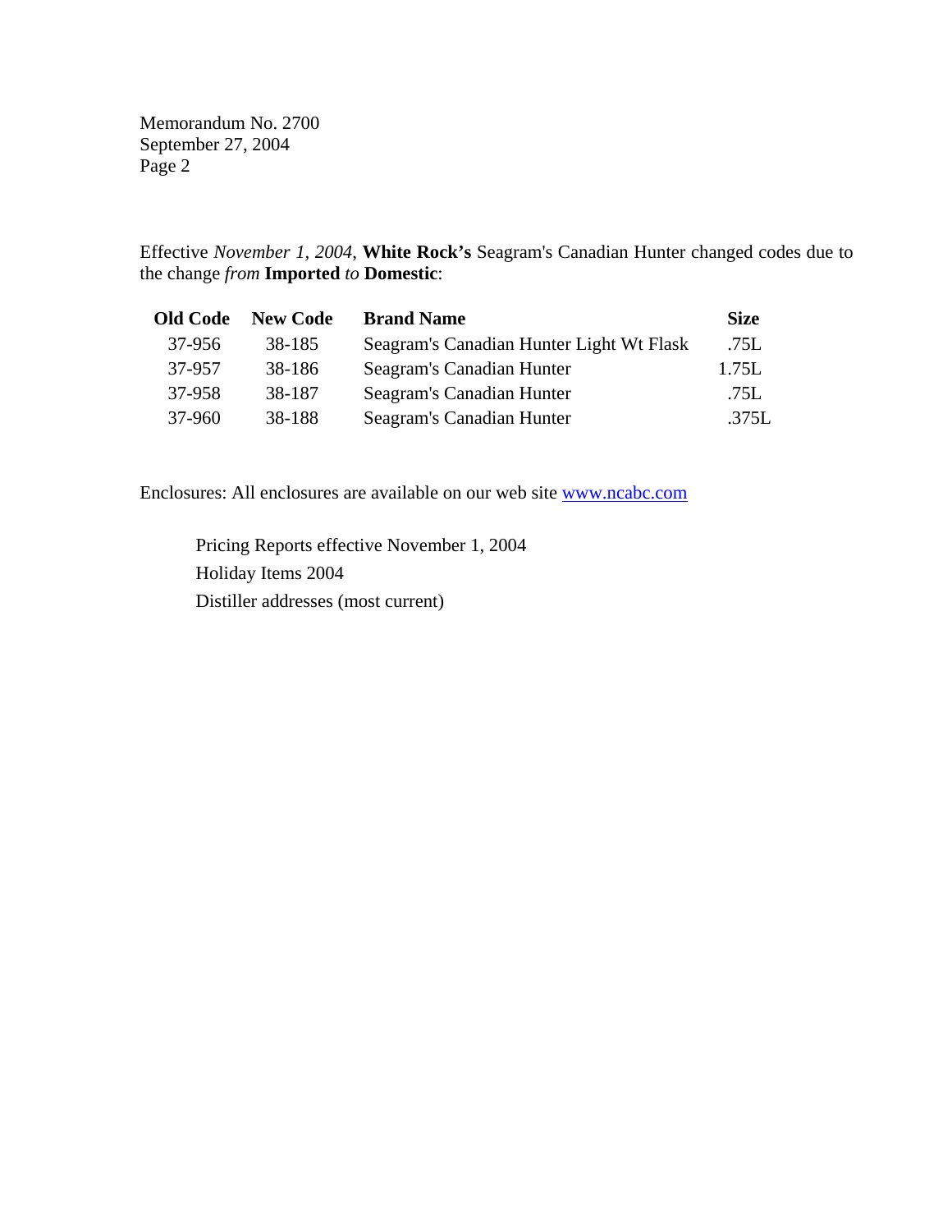Effective *November 1, 2004*, **White Rock's** Seagram's Canadian Hunter changed codes due to the change *from* **Imported** *to* **Domestic**:

| Old Code | New Code | Brand Name | Size |
|---|---|---|---|
| 37-956 | 38-185 | Seagram's Canadian Hunter Light Wt Flask | .75L |
| 37-957 | 38-186 | Seagram's Canadian Hunter | 1.75L |
| 37-958 | 38-187 | Seagram's Canadian Hunter | .75L |
| 37-960 | 38-188 | Seagram's Canadian Hunter | .375L |

Enclosures: All enclosures are available on our web site [www.ncabc.com](http://www.ncabc.com)

Pricing Reports effective November 1, 2004

Holiday Items 2004

Distiller addresses (most current)